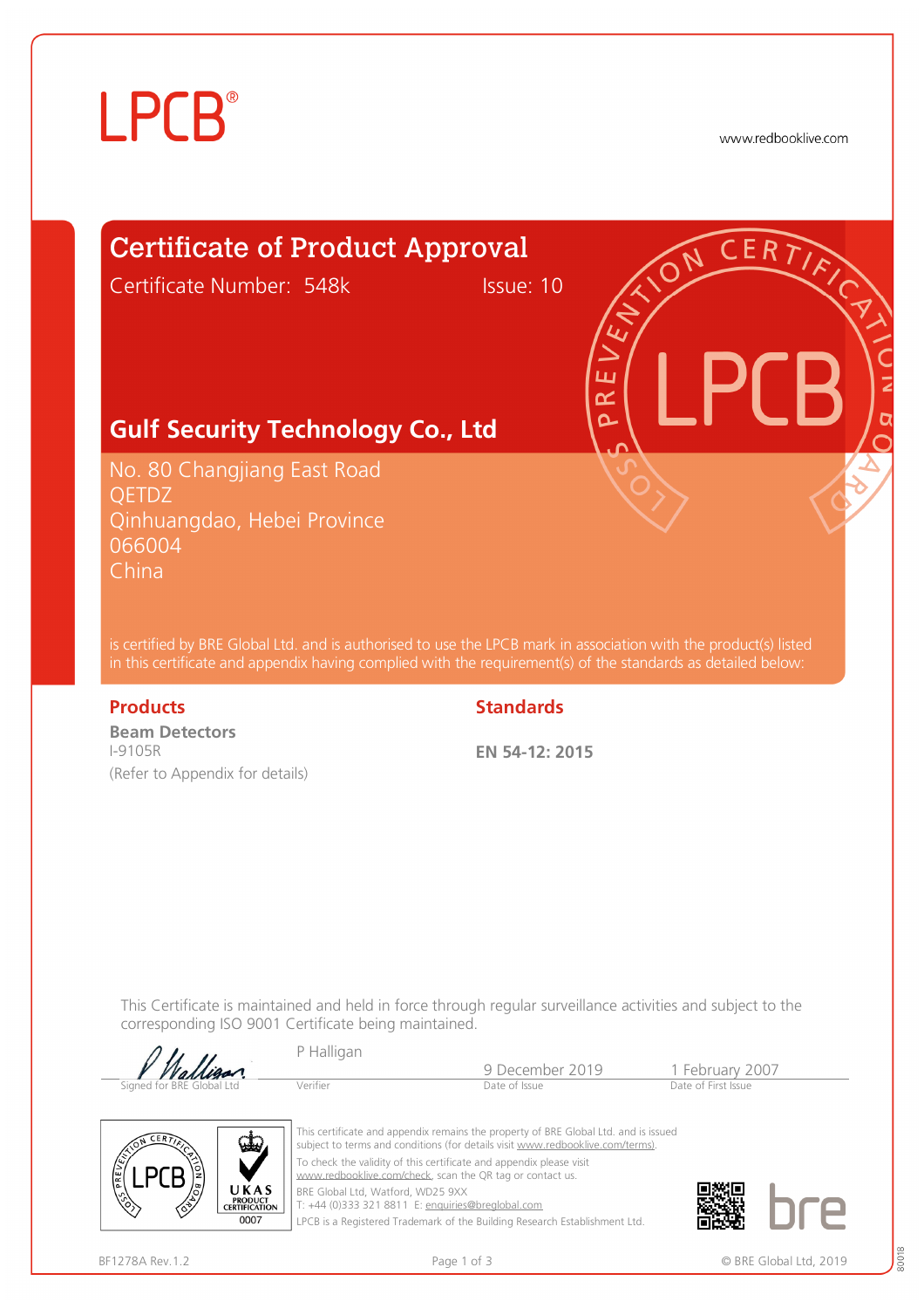LPCB®

www.redbooklive.com

# Certificate of Product Approval

Certificate Number: 548k Issue: 10

## Gulf Security Technology Co., Ltd

No. 80 Changjiang East Road
QETDZ
Qinhuangdao, Hebei Province
066004
China

is certified by BRE Global Ltd. and is authorised to use the LPCB mark in association with the product(s) listed in this certificate and appendix having complied with the requirement(s) of the standards as detailed below:

| Products | Standards |
|---|---|
| **Beam Detectors**<br>I-9105R<br>(Refer to Appendix for details) | **EN 54-12: 2015** |

This Certificate is maintained and held in force through regular surveillance activities and subject to the corresponding ISO 9001 Certificate being maintained.

| Signed for BRE Global Ltd | Verifier | Date of Issue | Date of First Issue |
|---|---|---|---|
| | P Halligan | 9 December 2019 | 1 February 2007 |

This certificate and appendix remains the property of BRE Global Ltd. and is issued subject to terms and conditions (for details visit www.redbooklive.com/terms).

To check the validity of this certificate and appendix please visit www.redbooklive.com/check, scan the QR tag or contact us.

BRE Global Ltd, Watford, WD25 9XX
T: +44 (0)333 321 8811 E: enquiries@breglobal.com

LPCB is a Registered Trademark of the Building Research Establishment Ltd.

UKAS PRODUCT CERTIFICATION 0007

BF1278A Rev.1.2

© BRE Global Ltd, 2019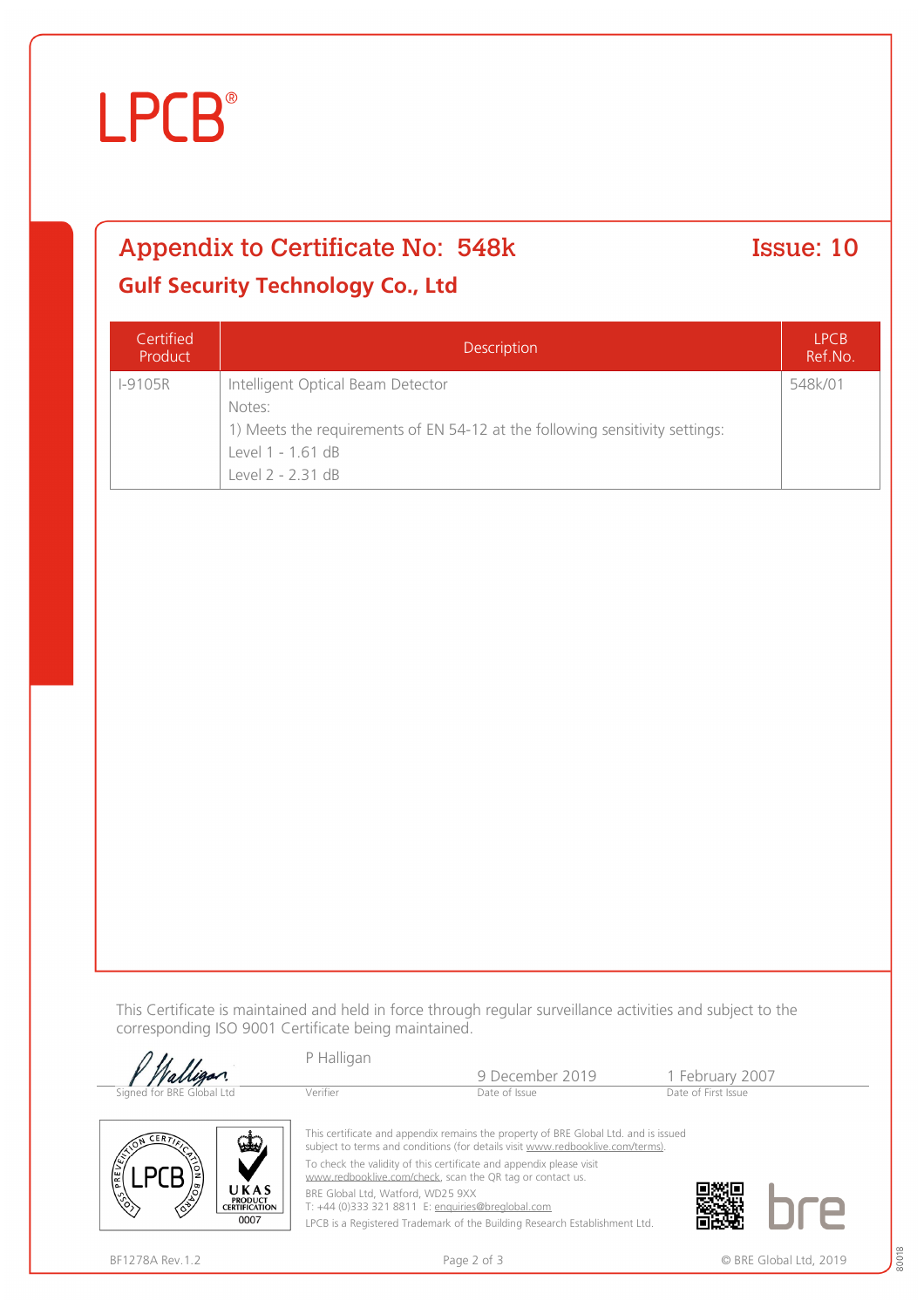# LPCB®

## Appendix to Certificate No: 548k — Issue: 10

### Gulf Security Technology Co., Ltd

| Certified Product | Description | LPCB Ref.No. |
|---|---|---|
| I-9105R | Intelligent Optical Beam Detector<br>Notes:<br>1) Meets the requirements of EN 54-12 at the following sensitivity settings:<br>Level 1 - 1.61 dB<br>Level 2 - 2.31 dB | 548k/01 |

This Certificate is maintained and held in force through regular surveillance activities and subject to the corresponding ISO 9001 Certificate being maintained.

| Signed for BRE Global Ltd | Verifier | Date of Issue | Date of First Issue |
|---|---|---|---|
| P Halligan (signature) | P Halligan | 9 December 2019 | 1 February 2007 |

This certificate and appendix remains the property of BRE Global Ltd. and is issued subject to terms and conditions (for details visit www.redbooklive.com/terms).

To check the validity of this certificate and appendix please visit www.redbooklive.com/check, scan the QR tag or contact us.

BRE Global Ltd, Watford, WD25 9XX
T: +44 (0)333 321 8811 E: enquiries@breglobal.com

LPCB is a Registered Trademark of the Building Research Establishment Ltd.

BF1278A Rev.1.2

© BRE Global Ltd, 2019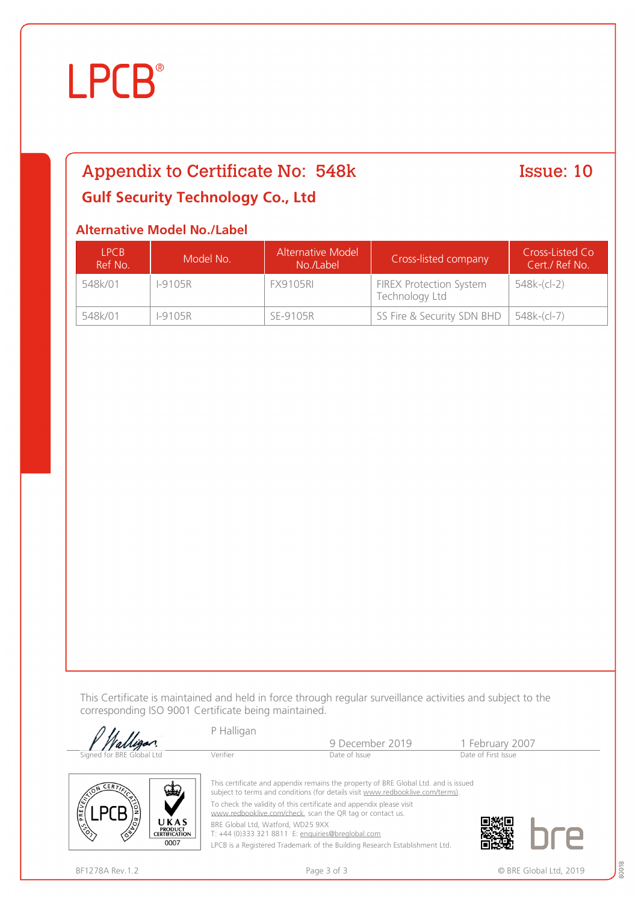LPCB®

## Appendix to Certificate No: 548k

**Issue: 10**

### Gulf Security Technology Co., Ltd

#### Alternative Model No./Label

| LPCB Ref No. | Model No. | Alternative Model No./Label | Cross-listed company | Cross-Listed Co Cert./ Ref No. |
|---|---|---|---|---|
| 548k/01 | I-9105R | FX9105RI | FIREX Protection System Technology Ltd | 548k-(cl-2) |
| 548k/01 | I-9105R | SE-9105R | SS Fire & Security SDN BHD | 548k-(cl-7) |

This Certificate is maintained and held in force through regular surveillance activities and subject to the corresponding ISO 9001 Certificate being maintained.

| Signed for BRE Global Ltd | Verifier | Date of Issue | Date of First Issue |
|---|---|---|---|
| | P Halligan | 9 December 2019 | 1 February 2007 |

This certificate and appendix remains the property of BRE Global Ltd. and is issued subject to terms and conditions (for details visit www.redbooklive.com/terms).

To check the validity of this certificate and appendix please visit www.redbooklive.com/check, scan the QR tag or contact us.

BRE Global Ltd, Watford, WD25 9XX
T: +44 (0)333 321 8811 E: enquiries@breglobal.com

LPCB is a Registered Trademark of the Building Research Establishment Ltd.

UKAS PRODUCT CERTIFICATION 0007

BF1278A Rev.1.2

© BRE Global Ltd, 2019